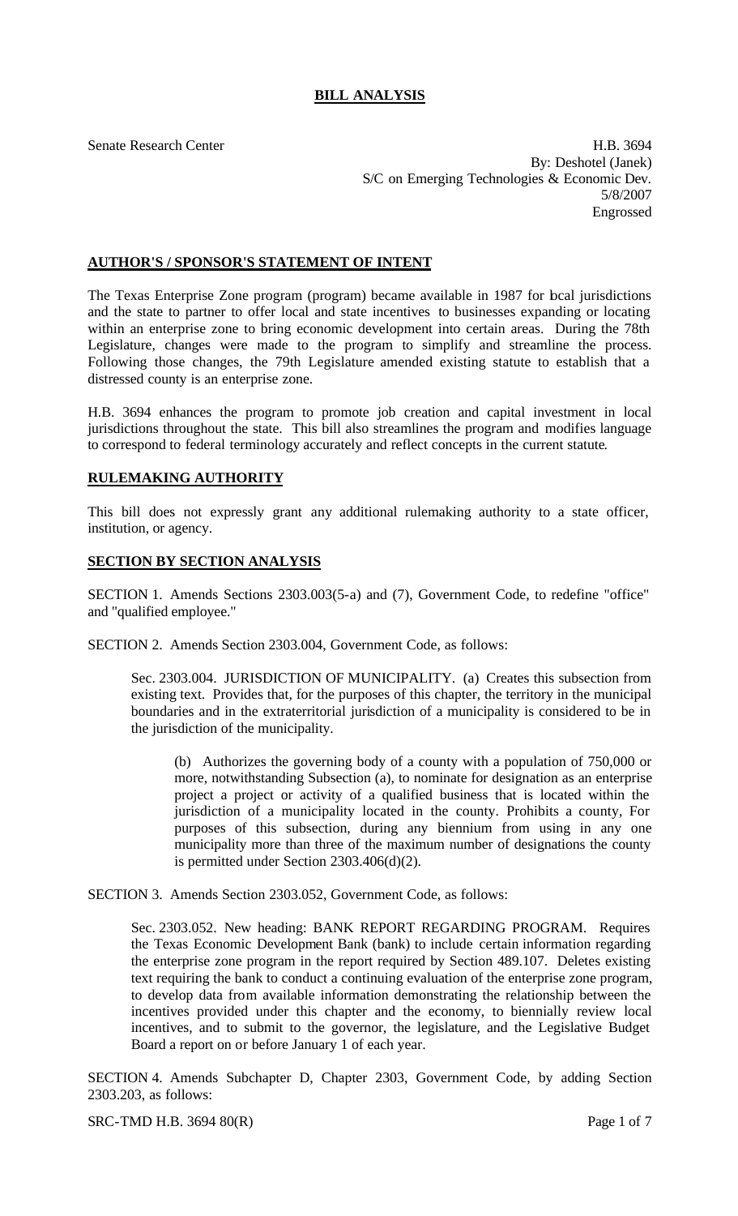# BILL ANALYSIS

Senate Research Center

H.B. 3694
By: Deshotel (Janek)
S/C on Emerging Technologies & Economic Dev.
5/8/2007
Engrossed

## AUTHOR'S / SPONSOR'S STATEMENT OF INTENT

The Texas Enterprise Zone program (program) became available in 1987 for local jurisdictions and the state to partner to offer local and state incentives to businesses expanding or locating within an enterprise zone to bring economic development into certain areas. During the 78th Legislature, changes were made to the program to simplify and streamline the process. Following those changes, the 79th Legislature amended existing statute to establish that a distressed county is an enterprise zone.

H.B. 3694 enhances the program to promote job creation and capital investment in local jurisdictions throughout the state. This bill also streamlines the program and modifies language to correspond to federal terminology accurately and reflect concepts in the current statute.

## RULEMAKING AUTHORITY

This bill does not expressly grant any additional rulemaking authority to a state officer, institution, or agency.

## SECTION BY SECTION ANALYSIS

SECTION 1. Amends Sections 2303.003(5-a) and (7), Government Code, to redefine "office" and "qualified employee."

SECTION 2. Amends Section 2303.004, Government Code, as follows:

> Sec. 2303.004. JURISDICTION OF MUNICIPALITY. (a) Creates this subsection from existing text. Provides that, for the purposes of this chapter, the territory in the municipal boundaries and in the extraterritorial jurisdiction of a municipality is considered to be in the jurisdiction of the municipality.
>
> > (b) Authorizes the governing body of a county with a population of 750,000 or more, notwithstanding Subsection (a), to nominate for designation as an enterprise project a project or activity of a qualified business that is located within the jurisdiction of a municipality located in the county. Prohibits a county, For purposes of this subsection, during any biennium from using in any one municipality more than three of the maximum number of designations the county is permitted under Section 2303.406(d)(2).

SECTION 3. Amends Section 2303.052, Government Code, as follows:

> Sec. 2303.052. New heading: BANK REPORT REGARDING PROGRAM. Requires the Texas Economic Development Bank (bank) to include certain information regarding the enterprise zone program in the report required by Section 489.107. Deletes existing text requiring the bank to conduct a continuing evaluation of the enterprise zone program, to develop data from available information demonstrating the relationship between the incentives provided under this chapter and the economy, to biennially review local incentives, and to submit to the governor, the legislature, and the Legislative Budget Board a report on or before January 1 of each year.

SECTION 4. Amends Subchapter D, Chapter 2303, Government Code, by adding Section 2303.203, as follows: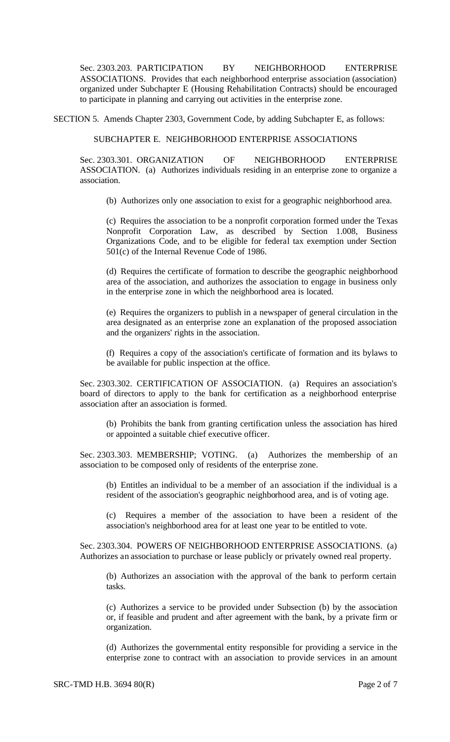Sec. 2303.203. PARTICIPATION BY NEIGHBORHOOD ENTERPRISE ASSOCIATIONS. Provides that each neighborhood enterprise association (association) organized under Subchapter E (Housing Rehabilitation Contracts) should be encouraged to participate in planning and carrying out activities in the enterprise zone.

SECTION 5. Amends Chapter 2303, Government Code, by adding Subchapter E, as follows:

SUBCHAPTER E. NEIGHBORHOOD ENTERPRISE ASSOCIATIONS

Sec. 2303.301. ORGANIZATION OF NEIGHBORHOOD ENTERPRISE ASSOCIATION. (a) Authorizes individuals residing in an enterprise zone to organize a association.

(b) Authorizes only one association to exist for a geographic neighborhood area.

(c) Requires the association to be a nonprofit corporation formed under the Texas Nonprofit Corporation Law, as described by Section 1.008, Business Organizations Code, and to be eligible for federal tax exemption under Section 501(c) of the Internal Revenue Code of 1986.

(d) Requires the certificate of formation to describe the geographic neighborhood area of the association, and authorizes the association to engage in business only in the enterprise zone in which the neighborhood area is located.

(e) Requires the organizers to publish in a newspaper of general circulation in the area designated as an enterprise zone an explanation of the proposed association and the organizers' rights in the association.

(f) Requires a copy of the association's certificate of formation and its bylaws to be available for public inspection at the office.

Sec. 2303.302. CERTIFICATION OF ASSOCIATION. (a) Requires an association's board of directors to apply to the bank for certification as a neighborhood enterprise association after an association is formed.

(b) Prohibits the bank from granting certification unless the association has hired or appointed a suitable chief executive officer.

Sec. 2303.303. MEMBERSHIP; VOTING. (a) Authorizes the membership of an association to be composed only of residents of the enterprise zone.

(b) Entitles an individual to be a member of an association if the individual is a resident of the association's geographic neighborhood area, and is of voting age.

(c) Requires a member of the association to have been a resident of the association's neighborhood area for at least one year to be entitled to vote.

Sec. 2303.304. POWERS OF NEIGHBORHOOD ENTERPRISE ASSOCIATIONS. (a) Authorizes an association to purchase or lease publicly or privately owned real property.

(b) Authorizes an association with the approval of the bank to perform certain tasks.

(c) Authorizes a service to be provided under Subsection (b) by the association or, if feasible and prudent and after agreement with the bank, by a private firm or organization.

(d) Authorizes the governmental entity responsible for providing a service in the enterprise zone to contract with an association to provide services in an amount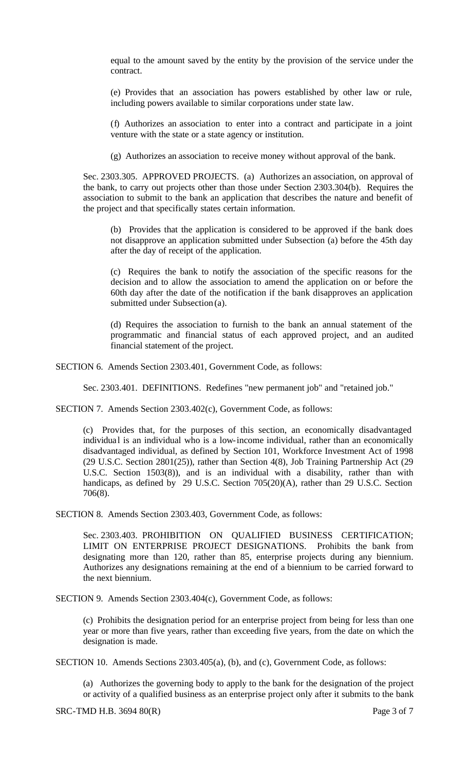equal to the amount saved by the entity by the provision of the service under the contract.

(e) Provides that an association has powers established by other law or rule, including powers available to similar corporations under state law.

(f) Authorizes an association to enter into a contract and participate in a joint venture with the state or a state agency or institution.

(g) Authorizes an association to receive money without approval of the bank.

Sec. 2303.305. APPROVED PROJECTS. (a) Authorizes an association, on approval of the bank, to carry out projects other than those under Section 2303.304(b). Requires the association to submit to the bank an application that describes the nature and benefit of the project and that specifically states certain information.

(b) Provides that the application is considered to be approved if the bank does not disapprove an application submitted under Subsection (a) before the 45th day after the day of receipt of the application.

(c) Requires the bank to notify the association of the specific reasons for the decision and to allow the association to amend the application on or before the 60th day after the date of the notification if the bank disapproves an application submitted under Subsection (a).

(d) Requires the association to furnish to the bank an annual statement of the programmatic and financial status of each approved project, and an audited financial statement of the project.

SECTION 6. Amends Section 2303.401, Government Code, as follows:

Sec. 2303.401. DEFINITIONS. Redefines "new permanent job" and "retained job."

SECTION 7. Amends Section 2303.402(c), Government Code, as follows:

(c) Provides that, for the purposes of this section, an economically disadvantaged individual is an individual who is a low-income individual, rather than an economically disadvantaged individual, as defined by Section 101, Workforce Investment Act of 1998 (29 U.S.C. Section 2801(25)), rather than Section 4(8), Job Training Partnership Act (29 U.S.C. Section 1503(8)), and is an individual with a disability, rather than with handicaps, as defined by 29 U.S.C. Section 705(20)(A), rather than 29 U.S.C. Section 706(8).

SECTION 8. Amends Section 2303.403, Government Code, as follows:

Sec. 2303.403. PROHIBITION ON QUALIFIED BUSINESS CERTIFICATION; LIMIT ON ENTERPRISE PROJECT DESIGNATIONS. Prohibits the bank from designating more than 120, rather than 85, enterprise projects during any biennium. Authorizes any designations remaining at the end of a biennium to be carried forward to the next biennium.

SECTION 9. Amends Section 2303.404(c), Government Code, as follows:

(c) Prohibits the designation period for an enterprise project from being for less than one year or more than five years, rather than exceeding five years, from the date on which the designation is made.

SECTION 10. Amends Sections 2303.405(a), (b), and (c), Government Code, as follows:

(a) Authorizes the governing body to apply to the bank for the designation of the project or activity of a qualified business as an enterprise project only after it submits to the bank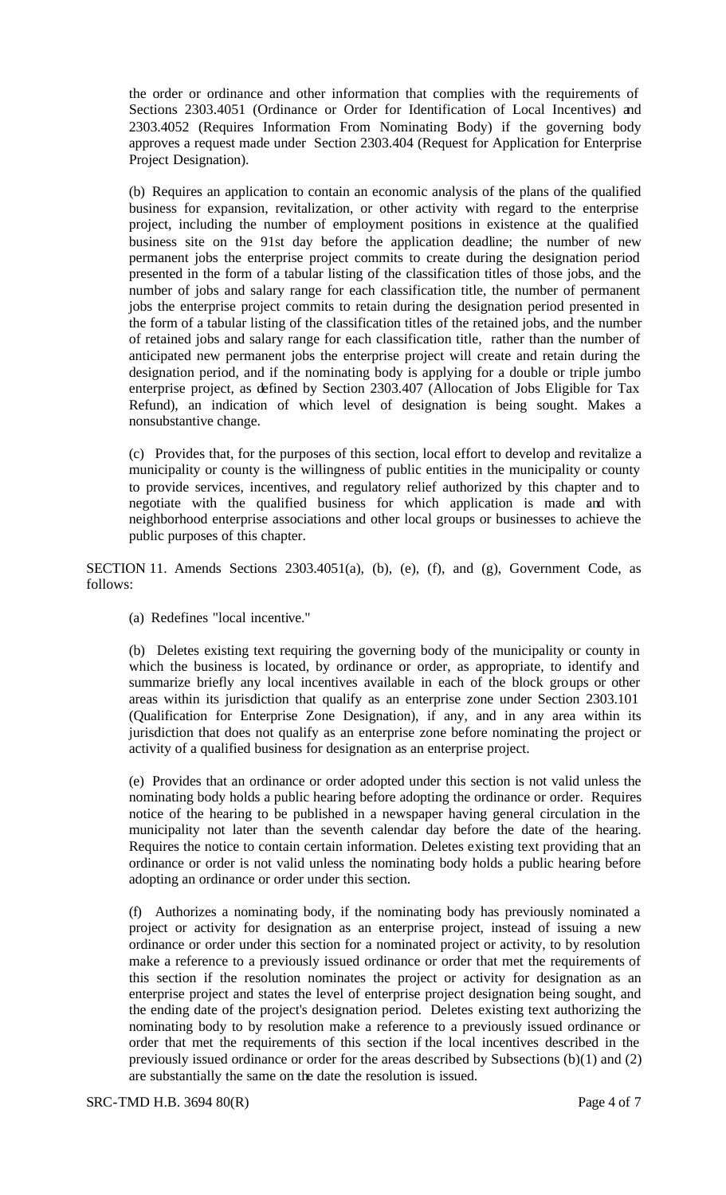the order or ordinance and other information that complies with the requirements of Sections 2303.4051 (Ordinance or Order for Identification of Local Incentives) and 2303.4052 (Requires Information From Nominating Body) if the governing body approves a request made under Section 2303.404 (Request for Application for Enterprise Project Designation).

(b) Requires an application to contain an economic analysis of the plans of the qualified business for expansion, revitalization, or other activity with regard to the enterprise project, including the number of employment positions in existence at the qualified business site on the 91st day before the application deadline; the number of new permanent jobs the enterprise project commits to create during the designation period presented in the form of a tabular listing of the classification titles of those jobs, and the number of jobs and salary range for each classification title, the number of permanent jobs the enterprise project commits to retain during the designation period presented in the form of a tabular listing of the classification titles of the retained jobs, and the number of retained jobs and salary range for each classification title, rather than the number of anticipated new permanent jobs the enterprise project will create and retain during the designation period, and if the nominating body is applying for a double or triple jumbo enterprise project, as defined by Section 2303.407 (Allocation of Jobs Eligible for Tax Refund), an indication of which level of designation is being sought. Makes a nonsubstantive change.

(c) Provides that, for the purposes of this section, local effort to develop and revitalize a municipality or county is the willingness of public entities in the municipality or county to provide services, incentives, and regulatory relief authorized by this chapter and to negotiate with the qualified business for which application is made and with neighborhood enterprise associations and other local groups or businesses to achieve the public purposes of this chapter.

SECTION 11. Amends Sections 2303.4051(a), (b), (e), (f), and (g), Government Code, as follows:

(a) Redefines "local incentive."

(b) Deletes existing text requiring the governing body of the municipality or county in which the business is located, by ordinance or order, as appropriate, to identify and summarize briefly any local incentives available in each of the block groups or other areas within its jurisdiction that qualify as an enterprise zone under Section 2303.101 (Qualification for Enterprise Zone Designation), if any, and in any area within its jurisdiction that does not qualify as an enterprise zone before nominating the project or activity of a qualified business for designation as an enterprise project.

(e) Provides that an ordinance or order adopted under this section is not valid unless the nominating body holds a public hearing before adopting the ordinance or order. Requires notice of the hearing to be published in a newspaper having general circulation in the municipality not later than the seventh calendar day before the date of the hearing. Requires the notice to contain certain information. Deletes existing text providing that an ordinance or order is not valid unless the nominating body holds a public hearing before adopting an ordinance or order under this section.

(f) Authorizes a nominating body, if the nominating body has previously nominated a project or activity for designation as an enterprise project, instead of issuing a new ordinance or order under this section for a nominated project or activity, to by resolution make a reference to a previously issued ordinance or order that met the requirements of this section if the resolution nominates the project or activity for designation as an enterprise project and states the level of enterprise project designation being sought, and the ending date of the project's designation period. Deletes existing text authorizing the nominating body to by resolution make a reference to a previously issued ordinance or order that met the requirements of this section if the local incentives described in the previously issued ordinance or order for the areas described by Subsections (b)(1) and (2) are substantially the same on the date the resolution is issued.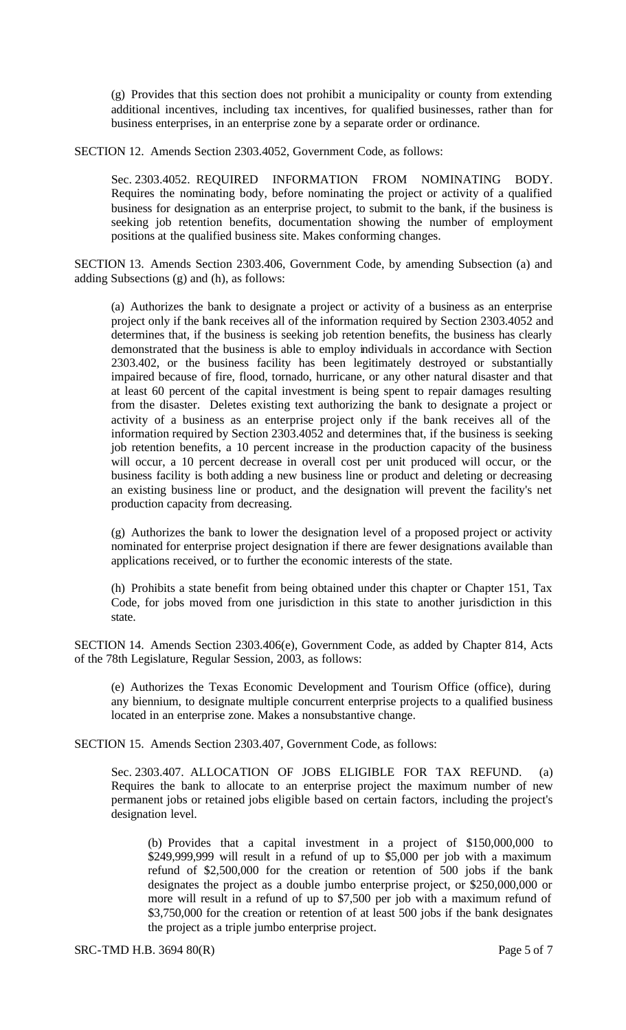(g) Provides that this section does not prohibit a municipality or county from extending additional incentives, including tax incentives, for qualified businesses, rather than for business enterprises, in an enterprise zone by a separate order or ordinance.

SECTION 12. Amends Section 2303.4052, Government Code, as follows:

Sec. 2303.4052. REQUIRED INFORMATION FROM NOMINATING BODY. Requires the nominating body, before nominating the project or activity of a qualified business for designation as an enterprise project, to submit to the bank, if the business is seeking job retention benefits, documentation showing the number of employment positions at the qualified business site. Makes conforming changes.

SECTION 13. Amends Section 2303.406, Government Code, by amending Subsection (a) and adding Subsections (g) and (h), as follows:

(a) Authorizes the bank to designate a project or activity of a business as an enterprise project only if the bank receives all of the information required by Section 2303.4052 and determines that, if the business is seeking job retention benefits, the business has clearly demonstrated that the business is able to employ individuals in accordance with Section 2303.402, or the business facility has been legitimately destroyed or substantially impaired because of fire, flood, tornado, hurricane, or any other natural disaster and that at least 60 percent of the capital investment is being spent to repair damages resulting from the disaster. Deletes existing text authorizing the bank to designate a project or activity of a business as an enterprise project only if the bank receives all of the information required by Section 2303.4052 and determines that, if the business is seeking job retention benefits, a 10 percent increase in the production capacity of the business will occur, a 10 percent decrease in overall cost per unit produced will occur, or the business facility is both adding a new business line or product and deleting or decreasing an existing business line or product, and the designation will prevent the facility's net production capacity from decreasing.

(g) Authorizes the bank to lower the designation level of a proposed project or activity nominated for enterprise project designation if there are fewer designations available than applications received, or to further the economic interests of the state.

(h) Prohibits a state benefit from being obtained under this chapter or Chapter 151, Tax Code, for jobs moved from one jurisdiction in this state to another jurisdiction in this state.

SECTION 14. Amends Section 2303.406(e), Government Code, as added by Chapter 814, Acts of the 78th Legislature, Regular Session, 2003, as follows:

(e) Authorizes the Texas Economic Development and Tourism Office (office), during any biennium, to designate multiple concurrent enterprise projects to a qualified business located in an enterprise zone. Makes a nonsubstantive change.

SECTION 15. Amends Section 2303.407, Government Code, as follows:

Sec. 2303.407. ALLOCATION OF JOBS ELIGIBLE FOR TAX REFUND. (a) Requires the bank to allocate to an enterprise project the maximum number of new permanent jobs or retained jobs eligible based on certain factors, including the project's designation level.

(b) Provides that a capital investment in a project of $150,000,000 to $249,999,999 will result in a refund of up to $5,000 per job with a maximum refund of $2,500,000 for the creation or retention of 500 jobs if the bank designates the project as a double jumbo enterprise project, or $250,000,000 or more will result in a refund of up to $7,500 per job with a maximum refund of $3,750,000 for the creation or retention of at least 500 jobs if the bank designates the project as a triple jumbo enterprise project.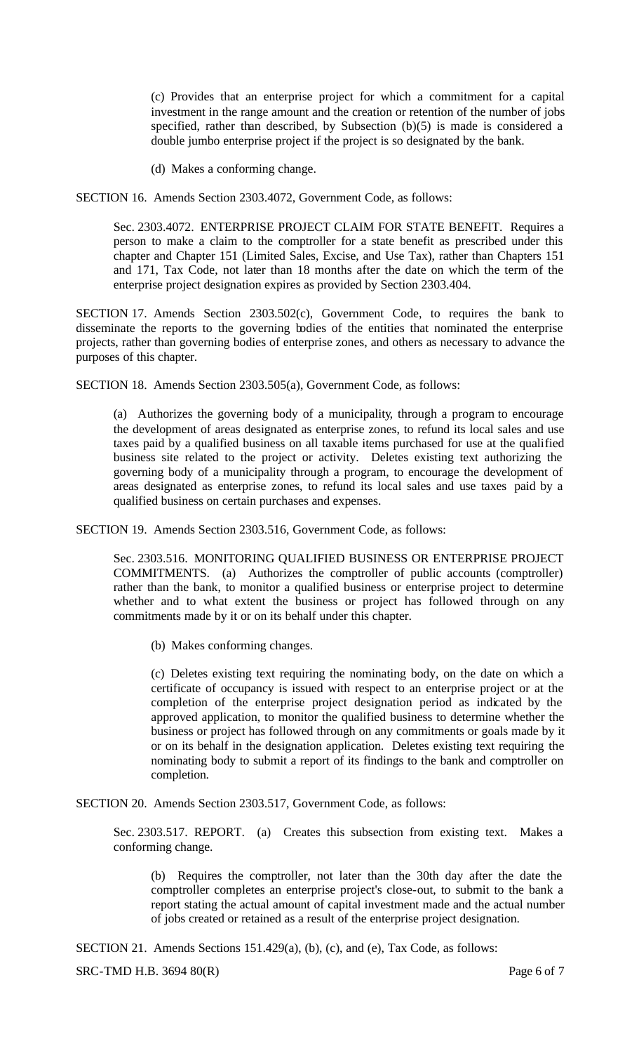(c) Provides that an enterprise project for which a commitment for a capital investment in the range amount and the creation or retention of the number of jobs specified, rather than described, by Subsection (b)(5) is made is considered a double jumbo enterprise project if the project is so designated by the bank.

(d) Makes a conforming change.

SECTION 16. Amends Section 2303.4072, Government Code, as follows:

Sec. 2303.4072. ENTERPRISE PROJECT CLAIM FOR STATE BENEFIT. Requires a person to make a claim to the comptroller for a state benefit as prescribed under this chapter and Chapter 151 (Limited Sales, Excise, and Use Tax), rather than Chapters 151 and 171, Tax Code, not later than 18 months after the date on which the term of the enterprise project designation expires as provided by Section 2303.404.

SECTION 17. Amends Section 2303.502(c), Government Code, to requires the bank to disseminate the reports to the governing bodies of the entities that nominated the enterprise projects, rather than governing bodies of enterprise zones, and others as necessary to advance the purposes of this chapter.

SECTION 18. Amends Section 2303.505(a), Government Code, as follows:

(a) Authorizes the governing body of a municipality, through a program to encourage the development of areas designated as enterprise zones, to refund its local sales and use taxes paid by a qualified business on all taxable items purchased for use at the qualified business site related to the project or activity. Deletes existing text authorizing the governing body of a municipality through a program, to encourage the development of areas designated as enterprise zones, to refund its local sales and use taxes paid by a qualified business on certain purchases and expenses.

SECTION 19. Amends Section 2303.516, Government Code, as follows:

Sec. 2303.516. MONITORING QUALIFIED BUSINESS OR ENTERPRISE PROJECT COMMITMENTS. (a) Authorizes the comptroller of public accounts (comptroller) rather than the bank, to monitor a qualified business or enterprise project to determine whether and to what extent the business or project has followed through on any commitments made by it or on its behalf under this chapter.

(b) Makes conforming changes.

(c) Deletes existing text requiring the nominating body, on the date on which a certificate of occupancy is issued with respect to an enterprise project or at the completion of the enterprise project designation period as indicated by the approved application, to monitor the qualified business to determine whether the business or project has followed through on any commitments or goals made by it or on its behalf in the designation application. Deletes existing text requiring the nominating body to submit a report of its findings to the bank and comptroller on completion.

SECTION 20. Amends Section 2303.517, Government Code, as follows:

Sec. 2303.517. REPORT. (a) Creates this subsection from existing text. Makes a conforming change.

(b) Requires the comptroller, not later than the 30th day after the date the comptroller completes an enterprise project's close-out, to submit to the bank a report stating the actual amount of capital investment made and the actual number of jobs created or retained as a result of the enterprise project designation.

SECTION 21. Amends Sections 151.429(a), (b), (c), and (e), Tax Code, as follows: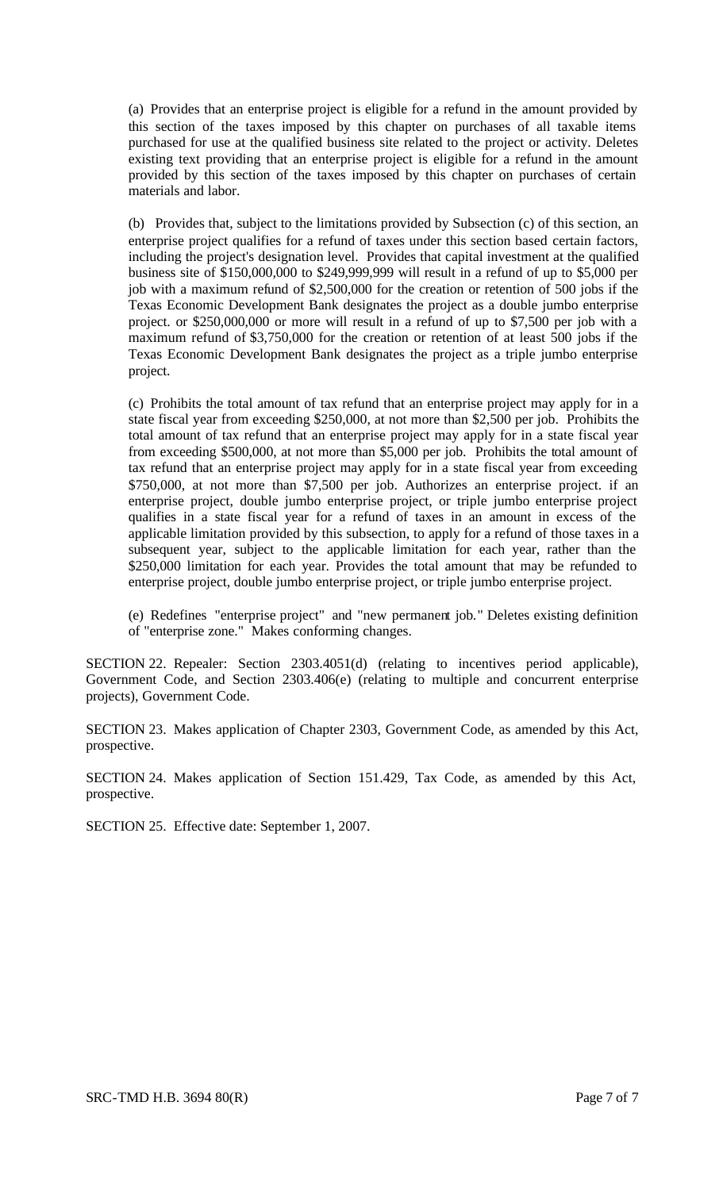(a) Provides that an enterprise project is eligible for a refund in the amount provided by this section of the taxes imposed by this chapter on purchases of all taxable items purchased for use at the qualified business site related to the project or activity. Deletes existing text providing that an enterprise project is eligible for a refund in the amount provided by this section of the taxes imposed by this chapter on purchases of certain materials and labor.

(b) Provides that, subject to the limitations provided by Subsection (c) of this section, an enterprise project qualifies for a refund of taxes under this section based certain factors, including the project's designation level. Provides that capital investment at the qualified business site of $150,000,000 to $249,999,999 will result in a refund of up to $5,000 per job with a maximum refund of $2,500,000 for the creation or retention of 500 jobs if the Texas Economic Development Bank designates the project as a double jumbo enterprise project. or $250,000,000 or more will result in a refund of up to $7,500 per job with a maximum refund of $3,750,000 for the creation or retention of at least 500 jobs if the Texas Economic Development Bank designates the project as a triple jumbo enterprise project.

(c) Prohibits the total amount of tax refund that an enterprise project may apply for in a state fiscal year from exceeding $250,000, at not more than $2,500 per job. Prohibits the total amount of tax refund that an enterprise project may apply for in a state fiscal year from exceeding $500,000, at not more than $5,000 per job. Prohibits the total amount of tax refund that an enterprise project may apply for in a state fiscal year from exceeding $750,000, at not more than $7,500 per job. Authorizes an enterprise project. if an enterprise project, double jumbo enterprise project, or triple jumbo enterprise project qualifies in a state fiscal year for a refund of taxes in an amount in excess of the applicable limitation provided by this subsection, to apply for a refund of those taxes in a subsequent year, subject to the applicable limitation for each year, rather than the $250,000 limitation for each year. Provides the total amount that may be refunded to enterprise project, double jumbo enterprise project, or triple jumbo enterprise project.

(e) Redefines "enterprise project" and "new permanent job." Deletes existing definition of "enterprise zone." Makes conforming changes.

SECTION 22. Repealer: Section 2303.4051(d) (relating to incentives period applicable), Government Code, and Section 2303.406(e) (relating to multiple and concurrent enterprise projects), Government Code.

SECTION 23. Makes application of Chapter 2303, Government Code, as amended by this Act, prospective.

SECTION 24. Makes application of Section 151.429, Tax Code, as amended by this Act, prospective.

SECTION 25. Effective date: September 1, 2007.